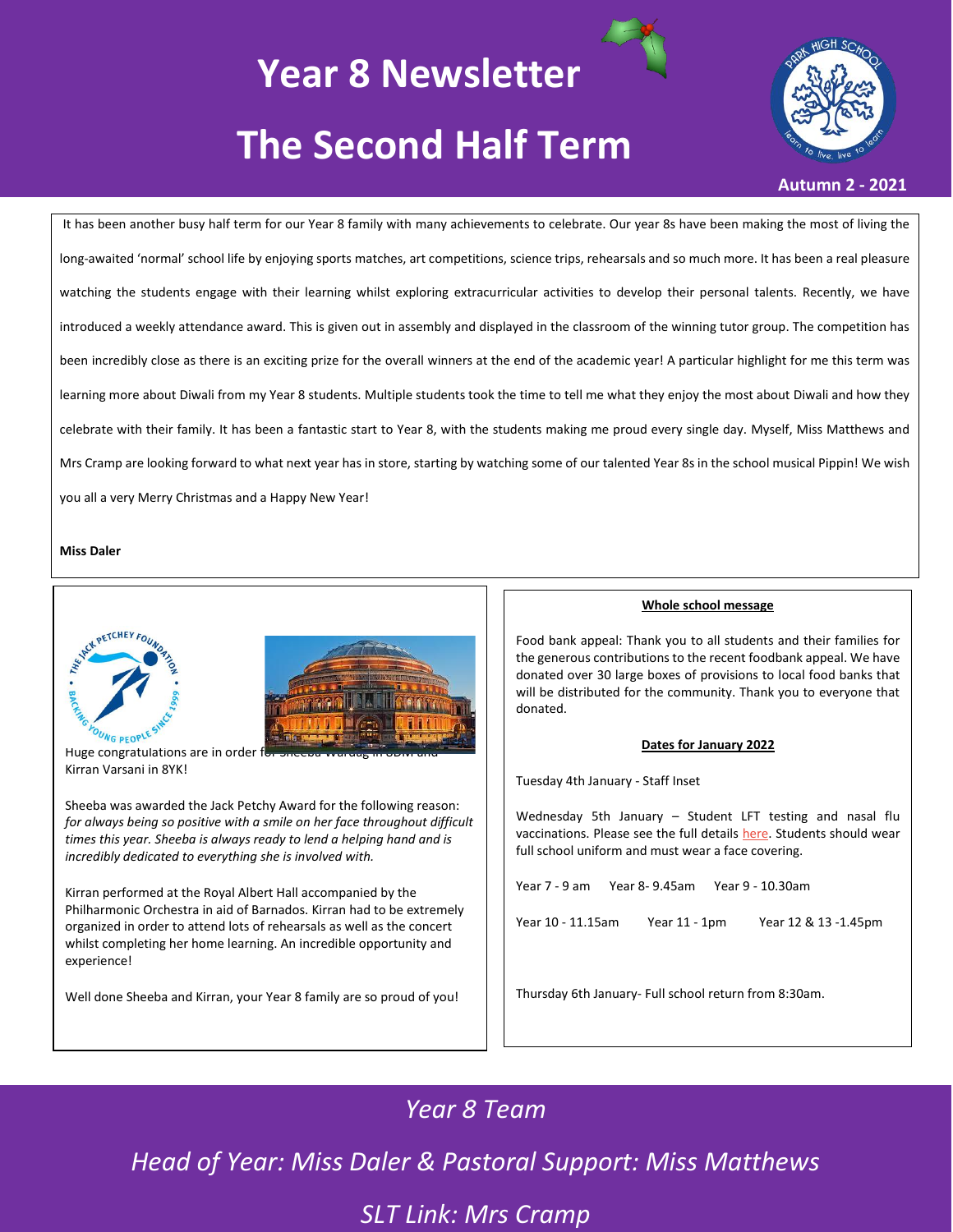# Year 8 Newsletter

# The Second Half Term

**Autumn 2 - 2021**

It has been another busy half term for our Year 8 family with many achievements to celebrate. Our year 8s have been making the most of living the long-awaited 'normal' school life by enjoying sports matches, art competitions, science trips, rehearsals and so much more. It has been a real pleasure watching the students engage with their learning whilst exploring extracurricular activities to develop their personal talents. Recently, we have introduced a weekly attendance award. This is given out in assembly and displayed in the classroom of the winning tutor group. The competition has been incredibly close as there is an exciting prize for the overall winners at the end of the academic year! A particular highlight for me this term was learning more about Diwali from my Year 8 students. Multiple students took the time to tell me what they enjoy the most about Diwali and how they celebrate with their family. It has been a fantastic start to Year 8, with the students making me proud every single day. Myself, Miss Matthews and Mrs Cramp are looking forward to what next year has in store, starting by watching some of our talented Year 8s in the school musical Pippin! We wish you all a very Merry Christmas and a Happy New Year!

**Miss Daler**

Huge congratulations are in order for Sheeba Wardag in 8DM and Kirran Varsani in 8YK!

Sheeba was awarded the Jack Petchy Award for the following reason: *for always being so positive with a smile on her face throughout difficult times this year. Sheeba is always ready to lend a helping hand and is incredibly dedicated to everything she is involved with.*

Kirran performed at the Royal Albert Hall accompanied by the Philharmonic Orchestra in aid of Barnados. Kirran had to be extremely organized in order to attend lots of rehearsals as well as the concert whilst completing her home learning. An incredible opportunity and experience!

Well done Sheeba and Kirran, your Year 8 family are so proud of you!

**Whole school message**

Food bank appeal: Thank you to all students and their families for the generous contributions to the recent foodbank appeal. We have donated over 30 large boxes of provisions to local food banks that will be distributed for the community. Thank you to everyone that donated.

**Dates for January 2022**

Tuesday 4th January - Staff Inset

Wednesday 5th January – Student LFT testing and nasal flu vaccinations. Please see the full details here. Students should wear full school uniform and must wear a face covering.

Year 7 - 9 am    Year 8- 9.45am    Year 9 - 10.30am

Year 10 - 11.15am    Year 11 - 1pm    Year 12 & 13 -1.45pm

Thursday 6th January- Full school return from 8:30am.

*Year 8 Team*

*Head of Year: Miss Daler & Pastoral Support: Miss Matthews*

*SLT Link: Mrs Cramp*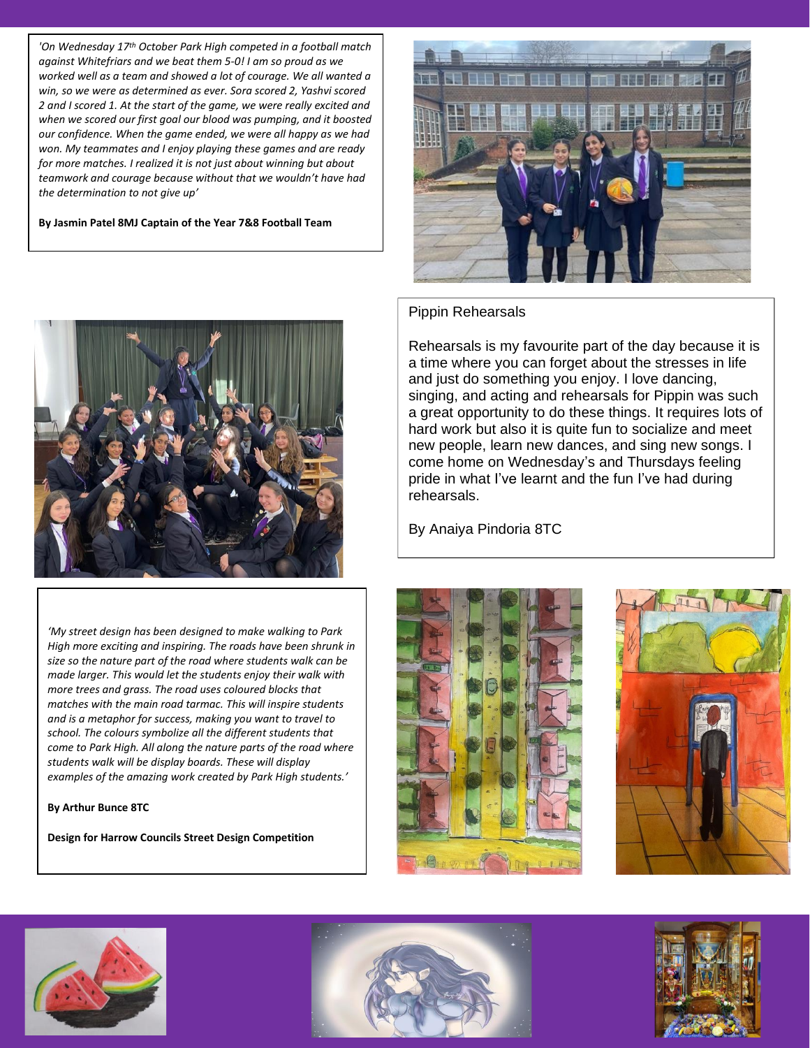*'On Wednesday 17th October Park High competed in a football match against Whitefriars and we beat them 5-0! I am so proud as we worked well as a team and showed a lot of courage. We all wanted a win, so we were as determined as ever. Sora scored 2, Yashvi scored 2 and I scored 1. At the start of the game, we were really excited and when we scored our first goal our blood was pumping, and it boosted our confidence. When the game ended, we were all happy as we had won. My teammates and I enjoy playing these games and are ready for more matches. I realized it is not just about winning but about teamwork and courage because without that we wouldn't have had the determination to not give up'*

**By Jasmin Patel 8MJ Captain of the Year 7&8 Football Team**

Pippin Rehearsals

Rehearsals is my favourite part of the day because it is a time where you can forget about the stresses in life and just do something you enjoy. I love dancing, singing, and acting and rehearsals for Pippin was such a great opportunity to do these things. It requires lots of hard work but also it is quite fun to socialize and meet new people, learn new dances, and sing new songs. I come home on Wednesday's and Thursdays feeling pride in what I've learnt and the fun I've had during rehearsals.

By Anaiya Pindoria 8TC

*'My street design has been designed to make walking to Park High more exciting and inspiring. The roads have been shrunk in size so the nature part of the road where students walk can be made larger. This would let the students enjoy their walk with more trees and grass. The road uses coloured blocks that matches with the main road tarmac. This will inspire students and is a metaphor for success, making you want to travel to school. The colours symbolize all the different students that come to Park High. All along the nature parts of the road where students walk will be display boards. These will display examples of the amazing work created by Park High students.'*

**By Arthur Bunce 8TC**

**Design for Harrow Councils Street Design Competition**